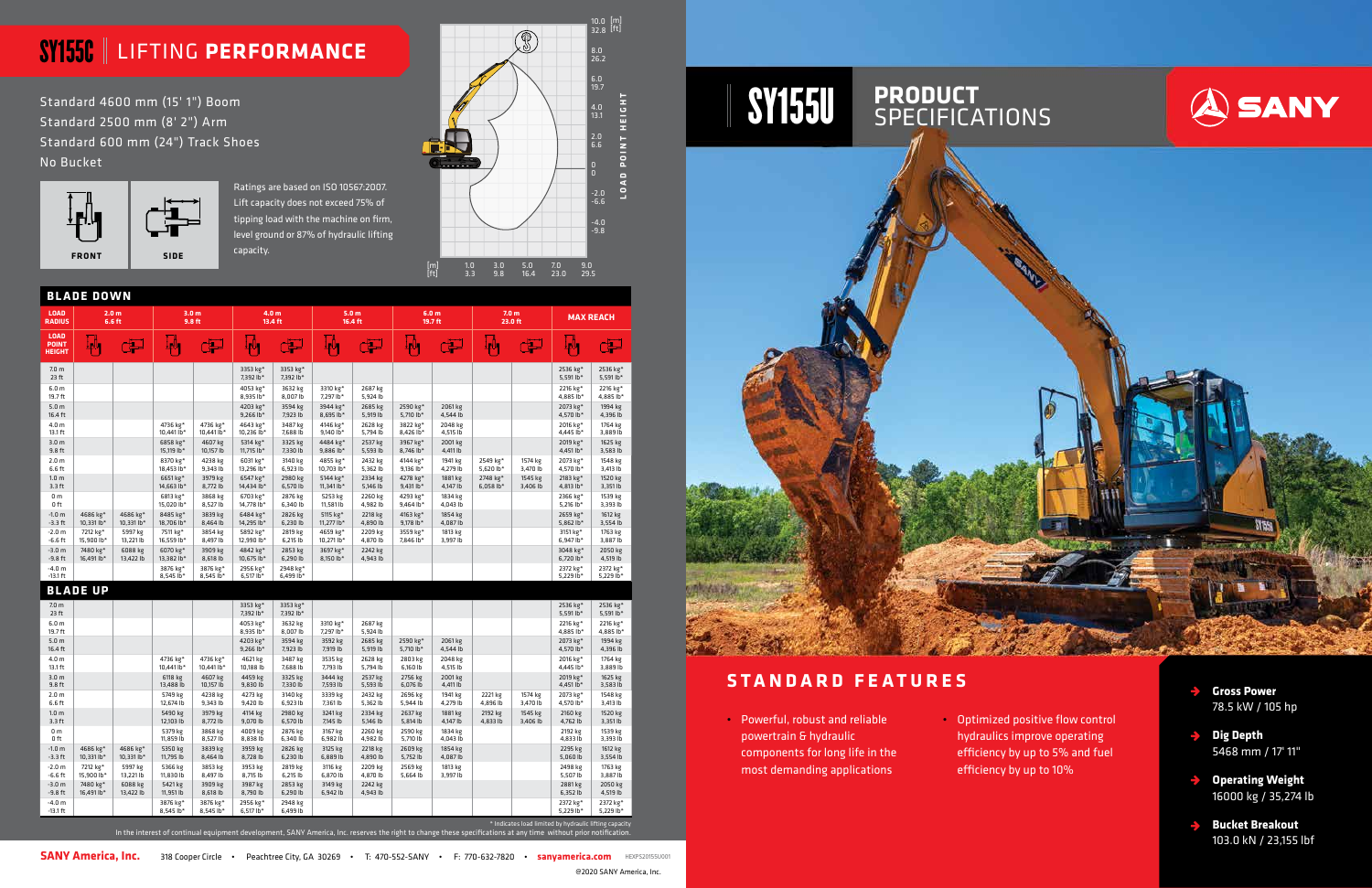# SY155U PRODUCT SPECIFICATIONS

SANY

## SY155U | LIFTING PERFORMANCE

Standard 4600 mm (15' 1") Boom
Standard 2500 mm (8' 2") Arm
Standard 600 mm (24") Track Shoes
No Bucket

FRONT SIDE

Ratings are based on ISO 10567:2007. Lift capacity does not exceed 75% of tipping load with the machine on firm, level ground or 87% of hydraulic lifting capacity.

### BLADE DOWN

| LOAD RADIUS | 2.0 m 6.6 ft | | 3.0 m 9.8 ft | | 4.0 m 13.4 ft | | 5.0 m 16.4 ft | | 6.0 m 19.7 ft | | 7.0 m 23.0 ft | | MAX REACH | |
|---|---|---|---|---|---|---|---|---|---|---|---|---|---|---|
| LOAD POINT HEIGHT | FRONT | SIDE | FRONT | SIDE | FRONT | SIDE | FRONT | SIDE | FRONT | SIDE | FRONT | SIDE | FRONT | SIDE |
| 7.0 m 23 ft | | | | | 3353 kg* 7,392 lb* | 3353 kg* 7,392 lb* | | | | | | | 2536 kg* 5,591 lb* | 2536 kg* 5,591 lb* |
| 6.0 m 19.7 ft | | | | | 4053 kg* 8,935 lb* | 3632 kg 8,007 lb | 3310 kg* 7,297 lb* | 2687 kg 5,924 lb | | | | | 2216 kg* 4,885 lb* | 2216 kg* 4,885 lb* |
| 5.0 m 16.4 ft | | | | | 4203 kg* 9,266 lb* | 3594 kg 7,923 lb | 3944 kg* 8,695 lb* | 2685 kg 5,919 lb | 2590 kg* 5,710 lb* | 2061 kg 4,544 lb | | | 2073 kg* 4,570 lb* | 1994 kg 4,396 lb |
| 4.0 m 13.1 ft | | | 4736 kg* 10,441 lb* | 4736 kg* 10,441 lb* | 4643 kg* 10,236 lb* | 3487 kg 7,688 lb | 4146 kg* 9,140 lb* | 2628 kg 5,794 lb | 3822 kg* 8,426 lb* | 2048 kg 4,515 lb | | | 2016 kg* 4,445 lb* | 1764 kg 3,889 lb |
| 3.0 m 9.8 ft | | | 6858 kg* 15,119 lb* | 4607 kg 10,157 lb | 5314 kg* 11,715 lb* | 3325 kg 7,330 lb | 4484 kg* 9,886 lb* | 2537 kg 5,593 lb | 3967 kg* 8,746 lb* | 2001 kg 4,411 lb | | | 2019 kg* 4,451 lb* | 1625 kg 3,583 lb |
| 2.0 m 6.6 ft | | | 8370 kg* 18,453 lb* | 4238 kg 9,343 lb | 6031 kg* 13,296 lb* | 3140 kg 6,923 lb | 4855 kg* 10,703 lb* | 2432 kg 5,362 lb | 4144 kg* 9,136 lb* | 1941 kg 4,279 lb | 2549 kg* 5,620 lb* | 1574 kg 3,470 lb | 2073 kg* 4,570 lb* | 1548 kg 3,413 lb |
| 1.0 m 3.3 ft | | | 6651 kg* 14,663 lb* | 3979 kg 8,772 lb | 6547 kg* 14,434 lb* | 2980 kg 6,570 lb | 5144 kg* 11,341 lb* | 2334 kg 5,146 lb | 4278 kg* 9,431 lb* | 1881 kg 4,147 lb | 2748 kg* 6,058 lb* | 1545 kg 3,406 lb | 2183 kg* 4,813 lb* | 1520 kg 3,351 lb |
| 0 m 0 ft | | | 6813 kg* 15,020 lb* | 3868 kg 8,527 lb | 6703 kg* 14,778 lb* | 2876 kg 6,340 lb | 5253 kg 11,581 lb | 2260 kg 4,982 lb | 4293 kg* 9,464 lb* | 1834 kg 4,043 lb | | | 2366 kg* 5,216 lb* | 1539 kg 3,393 lb |
| -1.0 m -3.3 ft | 4686 kg* 10,331 lb* | 4686 kg* 10,331 lb* | 8485 kg* 18,706 lb* | 3839 kg 8,464 lb | 6484 kg* 14,295 lb* | 2826 kg 6,230 lb | 5115 kg* 11,277 lb* | 2218 kg 4,890 lb | 4163 kg* 9,178 lb* | 1854 kg 4,087 lb | | | 2659 kg* 5,862 lb* | 1612 kg 3,554 lb |
| -2.0 m -6.6 ft | 7212 kg* 15,900 lb* | 5997 kg 13,221 lb | 7511 kg* 16,559 lb* | 3854 kg 8,497 lb | 5892 kg* 12,990 lb* | 2819 kg 6,215 lb | 4659 kg* 10,271 lb* | 2209 kg 4,870 lb | 3559 kg* 7,846 lb* | 1813 kg 3,997 lb | | | 3151 kg* 6,947 lb* | 1763 kg 3,887 lb |
| -3.0 m -9.8 ft | 7480 kg* 16,491 lb* | 6088 kg 13,422 lb | 6070 kg* 13,382 lb* | 3909 kg 8,618 lb | 4842 kg* 10,675 lb* | 2853 kg 6,290 lb | 3697 kg* 8,150 lb* | 2242 kg 4,943 lb | | | | | 3048 kg* 6,720 lb* | 2050 kg 4,519 lb |
| -4.0 m -13.1 ft | | | 3876 kg* 8,545 lb* | 3876 kg* 8,545 lb* | 2956 kg* 6,517 lb* | 2948 kg* 6,499 lb* | | | | | | | 2372 kg* 5,229 lb* | 2372 kg* 5,229 lb* |

### BLADE UP

| LOAD RADIUS | 2.0 m 6.6 ft | | 3.0 m 9.8 ft | | 4.0 m 13.4 ft | | 5.0 m 16.4 ft | | 6.0 m 19.7 ft | | 7.0 m 23.0 ft | | MAX REACH | |
|---|---|---|---|---|---|---|---|---|---|---|---|---|---|---|
| LOAD POINT HEIGHT | FRONT | SIDE | FRONT | SIDE | FRONT | SIDE | FRONT | SIDE | FRONT | SIDE | FRONT | SIDE | FRONT | SIDE |
| 7.0 m 23 ft | | | | | 3353 kg* 7,392 lb* | 3353 kg* 7,392 lb* | | | | | | | 2536 kg* 5,591 lb* | 2536 kg* 5,591 lb* |
| 6.0 m 19.7 ft | | | | | 4053 kg* 8,935 lb* | 3632 kg 8,007 lb | 3310 kg* 7,297 lb* | 2687 kg 5,924 lb | | | | | 2216 kg* 4,885 lb* | 2216 kg* 4,885 lb* |
| 5.0 m 16.4 ft | | | | | 4203 kg* 9,266 lb* | 3594 kg 7,923 lb | 3592 kg 7,919 lb | 2685 kg 5,919 lb | 2590 kg* 5,710 lb* | 2061 kg 4,544 lb | | | 2073 kg* 4,570 lb* | 1994 kg 4,396 lb |
| 4.0 m 13.1 ft | | | 4736 kg* 10,441 lb* | 4736 kg* 10,441 lb* | 4621 kg 10,188 lb | 3487 kg 7,688 lb | 3535 kg 7,793 lb | 2628 kg 5,794 lb | 2803 kg 6,160 lb | 2048 kg 4,515 lb | | | 2016 kg* 4,445 lb* | 1764 kg 3,889 lb |
| 3.0 m 9.8 ft | | | 6118 kg 13,488 lb | 4607 kg 10,157 lb | 4459 kg 9,830 lb | 3325 kg 7,330 lb | 3444 kg 7,593 lb | 2537 kg 5,593 lb | 2756 kg 6,076 lb | 2001 kg 4,411 lb | | | 2019 kg* 4,451 lb* | 1625 kg 3,583 lb |
| 2.0 m 6.6 ft | | | 5749 kg 12,674 lb | 4238 kg 9,343 lb | 4273 kg 9,420 lb | 3140 kg 6,923 lb | 3339 kg 7,361 lb | 2432 kg 5,362 lb | 2696 kg 5,944 lb | 1941 kg 4,279 lb | 2221 kg 4,896 lb | 1574 kg 3,470 lb | 2073 kg* 4,570 lb* | 1548 kg 3,413 lb |
| 1.0 m 3.3 ft | | | 5490 kg 12,103 lb | 3979 kg 8,772 lb | 4114 kg 9,070 lb | 2980 kg 6,570 lb | 3241 kg 7,145 lb | 2334 kg 5,146 lb | 2637 kg 5,814 lb | 1881 kg 4,147 lb | 2192 kg 4,833 lb | 1545 kg 3,406 lb | 2160 kg 4,762 lb | 1520 kg 3,351 lb |
| 0 m 0 ft | | | 5379 kg 11,859 lb | 3868 kg 8,527 lb | 4009 kg 8,838 lb | 2876 kg 6,340 lb | 3167 kg 6,982 lb | 2260 kg 4,982 lb | 2590 kg 5,710 lb | 1834 kg 4,043 lb | | | 2192 kg 4,833 lb | 1539 kg 3,393 lb |
| -1.0 m -3.3 ft | 4686 kg* 10,331 lb* | 4686 kg* 10,331 lb* | 5350 kg 11,795 lb | 3839 kg 8,464 lb | 3959 kg 8,728 lb | 2826 kg 6,230 lb | 3125 kg 6,889 lb | 2218 kg 4,890 lb | 2609 kg 5,752 lb | 1854 kg 4,087 lb | | | 2295 kg 5,060 lb | 1612 kg 3,554 lb |
| -2.0 m -6.6 ft | 7212 kg* 15,900 lb* | 5997 kg 13,221 lb | 5366 kg 11,830 lb | 3853 kg 8,497 lb | 3953 kg 8,715 lb | 2819 kg 6,215 lb | 3116 kg 6,870 lb | 2209 kg 4,870 lb | 2569 kg 5,664 lb | 1813 kg 3,997 lb | | | 2498 kg 5,507 lb | 1763 kg 3,887 lb |
| -3.0 m -9.8 ft | 7480 kg* 16,491 lb* | 6088 kg 13,422 lb | 5421 kg 11,951 lb | 3909 kg 8,618 lb | 3987 kg 8,790 lb | 2853 kg 6,290 lb | 3149 kg 6,942 lb | 2242 kg 4,943 lb | | | | | 2881 kg 6,352 lb | 2050 kg 4,519 lb |
| -4.0 m -13.1 ft | | | 3876 kg* 8,545 lb* | 3876 kg* 8,545 lb* | 2956 kg* 6,517 lb* | 2948 kg 6,499 lb | | | | | | | 2372 kg* 5,229 lb* | 2372 kg* 5,229 lb* |

\* Indicates load limited by hydraulic lifting capacity

In the interest of continual equipment development, SANY America, Inc. reserves the right to change these specifications at any time without prior notification.

## STANDARD FEATURES

- Powerful, robust and reliable powertrain & hydraulic components for long life in the most demanding applications
- Optimized positive flow control hydraulics improve operating efficiency by up to 5% and fuel efficiency by up to 10%

- **Gross Power** 78.5 kW / 105 hp
- **Dig Depth** 5468 mm / 17' 11"
- **Operating Weight** 16000 kg / 35,274 lb
- **Bucket Breakout** 103.0 kN / 23,155 lbf

**SANY America, Inc.** 318 Cooper Circle • Peachtree City, GA 30269 • T: 470-552-SANY • F: 770-632-7820 • **sanyamerica.com** HEXPS2015SU001

©2020 SANY America, Inc.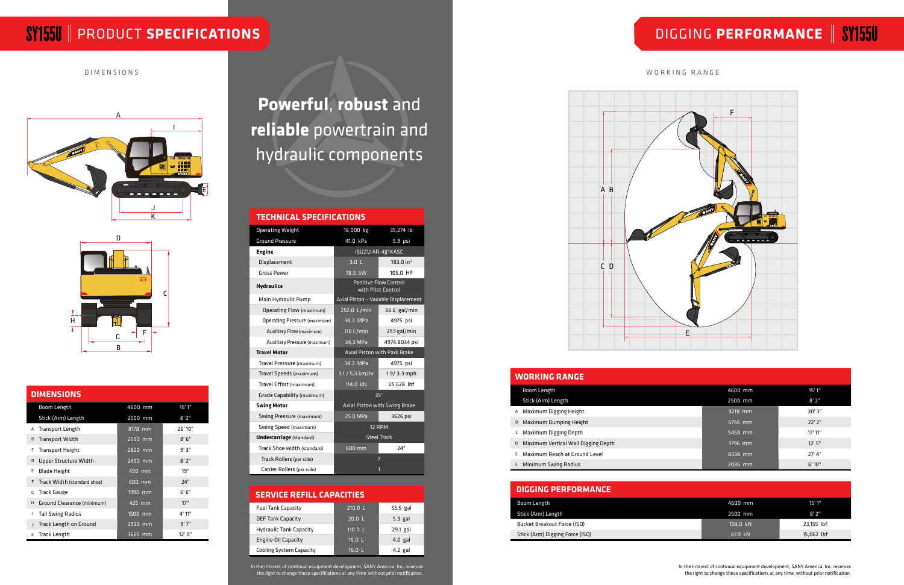# SY155U | PRODUCT SPECIFICATIONS

DIMENSIONS

A
I
E
J
K
D
C
H
G
F
B

## DIMENSIONS

| | | | |
|---|---|---|---|
| | Boom Length | 4600 mm | 15' 1" |
| | Stick (Arm) Length | 2500 mm | 8' 2" |
| A | Transport Length | 8178 mm | 26' 10" |
| B | Transport Width | 2590 mm | 8' 6" |
| C | Transport Height | 2820 mm | 9' 3" |
| D | Upper Structure Width | 2490 mm | 8' 2" |
| E | Blade Height | 490 mm | 19" |
| F | Track Width (standard shoe) | 600 mm | 24" |
| G | Track Gauge | 1990 mm | 6' 6" |
| H | Ground Clearance (minimum) | 425 mm | 17" |
| I | Tail Swing Radius | 1500 mm | 4' 11" |
| J | Track Length on Ground | 2930 mm | 9' 7" |
| K | Track Length | 3665 mm | 12' 0" |

**Powerful**, **robust** and **reliable** powertrain and hydraulic components

## TECHNICAL SPECIFICATIONS

| | | |
|---|---|---|
| Operating Weight | 16,000 kg | 35,274 lb |
| Ground Pressure | 41.0 kPa | 5.9 psi |
| **Engine** | ISUZU AR-4JJ1XASC | |
| Displacement | 3.0 L | 183.0 in³ |
| Gross Power | 78.5 kW | 105.0 HP |
| **Hydraulics** | Positive Flow Control with Pilot Control | |
| Main Hydraulic Pump | Axial Piston – Variable Displacement | |
| Operating Flow (maximum) | 252.0 L/min | 66.6 gal/min |
| Operating Pressure (maximum) | 34.3 MPa | 4975 psi |
| Auxiliary Flow (maximum) | 110 L/min | 29.1 gal/min |
| Auxiliary Pressure (maximum) | 34.3 MPa | 4974.8034 psi |
| **Travel Motor** | Axial Piston with Park Brake | |
| Travel Pressure (maximum) | 34.3 MPa | 4975 psi |
| Travel Speeds (maximum) | 3.1 / 5.3 km/hr | 1.9/ 3.3 mph |
| Travel Effort (maximum) | 114.0 kN | 25,628 lbf |
| Grade Capability (maximum) | 35° | |
| **Swing Motor** | Axial Piston with Swing Brake | |
| Swing Pressure (maximum) | 25.0 MPa | 3626 psi |
| Swing Speed (maximum) | 12 RPM | |
| **Undercarriage** (standard) | Steel Track | |
| Track Shoe width (standard) | 600 mm | 24" |
| Track Rollers (per side) | 7 | |
| Carrier Rollers (per side) | 1 | |

## SERVICE REFILL CAPACITIES

| | | |
|---|---|---|
| Fuel Tank Capacity | 210.0 L | 55.5 gal |
| DEF Tank Capacity | 20.0 L | 5.3 gal |
| Hydraulic Tank Capacity | 110.0 L | 29.1 gal |
| Engine Oil Capacity | 15.0 L | 4.0 gal |
| Cooling System Capacity | 16.0 L | 4.2 gal |

In the interest of continual equipment development, SANY America, Inc. reserves the right to change these specifications at any time without prior notification.

# DIGGING PERFORMANCE | SY155U

WORKING RANGE

F
A B
C D
E

## WORKING RANGE

| | | | |
|---|---|---|---|
| | Boom Length | 4600 mm | 15' 1" |
| | Stick (Arm) Length | 2500 mm | 8' 2" |
| A | Maximum Digging Height | 9218 mm | 30' 3" |
| B | Maximum Dumping Height | 6756 mm | 22' 2" |
| C | Maximum Digging Depth | 5468 mm | 17' 11" |
| D | Maximum Vertical Wall Digging Depth | 3796 mm | 12' 5" |
| E | Maximum Reach at Ground Level | 8338 mm | 27' 4" |
| F | Minimum Swing Radius | 2086 mm | 6' 10" |

## DIGGING PERFORMANCE

| | | |
|---|---|---|
| Boom Length | 4600 mm | 15' 1" |
| Stick (Arm) Length | 2500 mm | 8' 2" |
| Bucket Breakout Force (ISO) | 103.0 kN | 23,155 lbf |
| Stick (Arm) Digging Force (ISO) | 67.0 kN | 15,062 lbf |

In the interest of continual equipment development, SANY America, Inc. reserves the right to change these specifications at any time without prior notification.